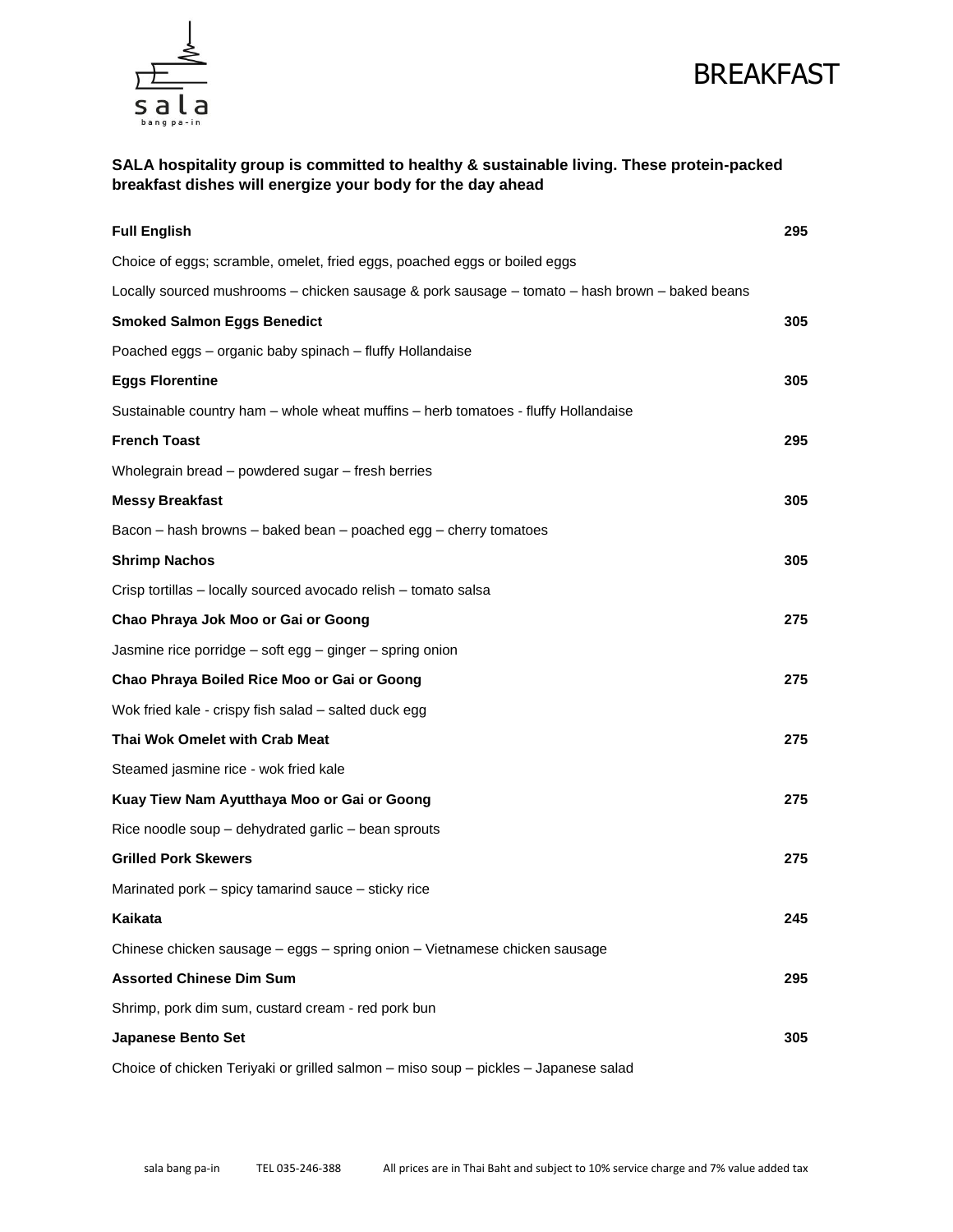sala
bang pa-in

# BREAKFAST

**SALA hospitality group is committed to healthy & sustainable living. These protein-packed breakfast dishes will energize your body for the day ahead**

**Full English** **295**

Choice of eggs; scramble, omelet, fried eggs, poached eggs or boiled eggs

Locally sourced mushrooms – chicken sausage & pork sausage – tomato – hash brown – baked beans

**Smoked Salmon Eggs Benedict** **305**

Poached eggs – organic baby spinach – fluffy Hollandaise

**Eggs Florentine** **305**

Sustainable country ham – whole wheat muffins – herb tomatoes - fluffy Hollandaise

**French Toast** **295**

Wholegrain bread – powdered sugar – fresh berries

**Messy Breakfast** **305**

Bacon – hash browns – baked bean – poached egg – cherry tomatoes

**Shrimp Nachos** **305**

Crisp tortillas – locally sourced avocado relish – tomato salsa

**Chao Phraya Jok Moo or Gai or Goong** **275**

Jasmine rice porridge – soft egg – ginger – spring onion

**Chao Phraya Boiled Rice Moo or Gai or Goong** **275**

Wok fried kale - crispy fish salad – salted duck egg

**Thai Wok Omelet with Crab Meat** **275**

Steamed jasmine rice - wok fried kale

**Kuay Tiew Nam Ayutthaya Moo or Gai or Goong** **275**

Rice noodle soup – dehydrated garlic – bean sprouts

**Grilled Pork Skewers** **275**

Marinated pork – spicy tamarind sauce – sticky rice

**Kaikata** **245**

Chinese chicken sausage – eggs – spring onion – Vietnamese chicken sausage

**Assorted Chinese Dim Sum** **295**

Shrimp, pork dim sum, custard cream - red pork bun

**Japanese Bento Set** **305**

Choice of chicken Teriyaki or grilled salmon – miso soup – pickles – Japanese salad

sala bang pa-in TEL 035-246-388 All prices are in Thai Baht and subject to 10% service charge and 7% value added tax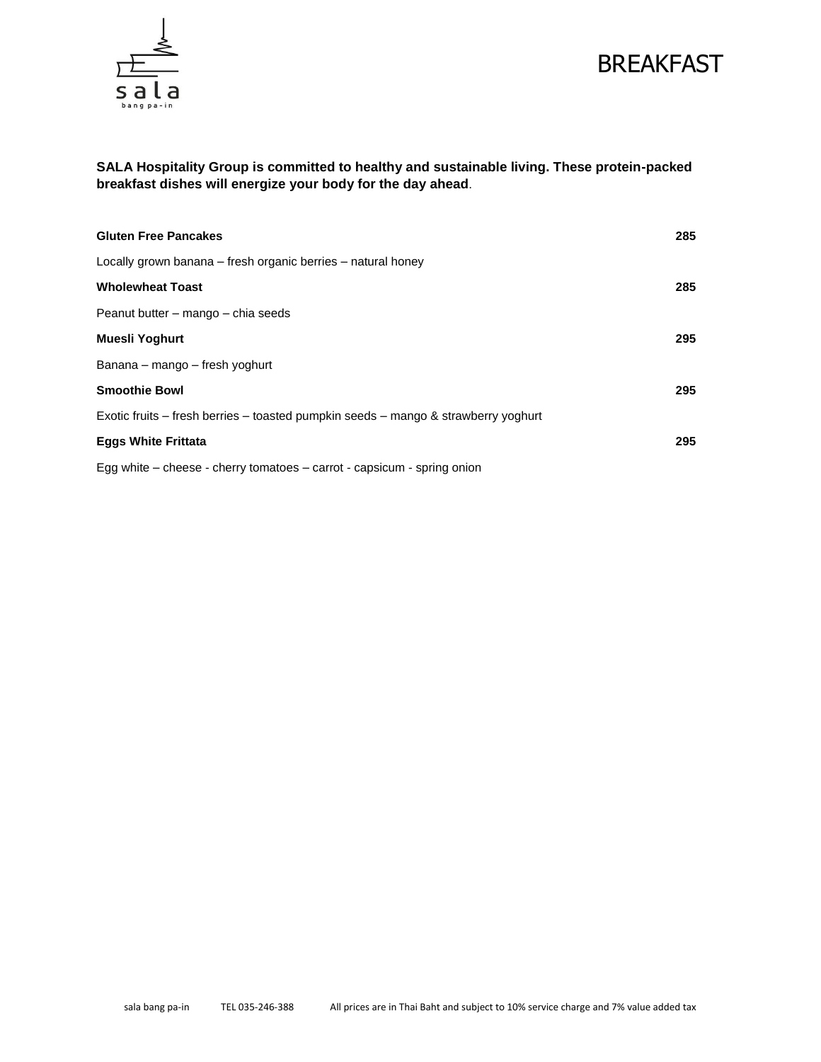# BREAKFAST

**SALA Hospitality Group is committed to healthy and sustainable living. These protein-packed breakfast dishes will energize your body for the day ahead**.

**Gluten Free Pancakes** **285**

Locally grown banana – fresh organic berries – natural honey

**Wholewheat Toast** **285**

Peanut butter – mango – chia seeds

**Muesli Yoghurt** **295**

Banana – mango – fresh yoghurt

**Smoothie Bowl** **295**

Exotic fruits – fresh berries – toasted pumpkin seeds – mango & strawberry yoghurt

**Eggs White Frittata** **295**

Egg white – cheese - cherry tomatoes – carrot - capsicum - spring onion

sala bang pa-in TEL 035-246-388 All prices are in Thai Baht and subject to 10% service charge and 7% value added tax